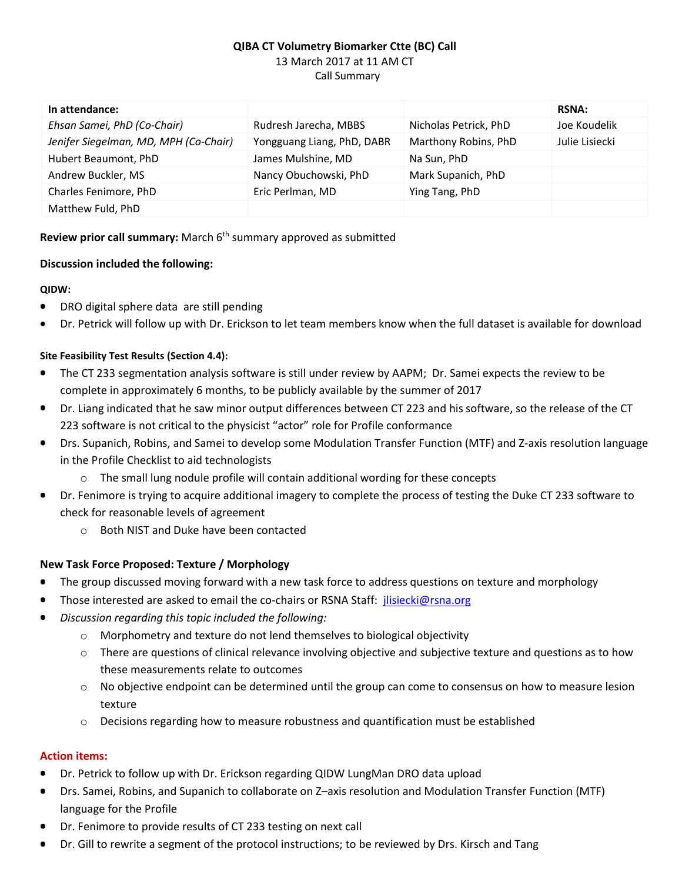**QIBA CT Volumetry Biomarker Ctte (BC) Call**

13 March 2017 at 11 AM CT

Call Summary

| In attendance: | | | RSNA: |
|---|---|---|---|
| *Ehsan Samei, PhD (Co-Chair)* | Rudresh Jarecha, MBBS | Nicholas Petrick, PhD | Joe Koudelik |
| *Jenifer Siegelman, MD, MPH (Co-Chair)* | Yongguang Liang, PhD, DABR | Marthony Robins, PhD | Julie Lisiecki |
| Hubert Beaumont, PhD | James Mulshine, MD | Na Sun, PhD | |
| Andrew Buckler, MS | Nancy Obuchowski, PhD | Mark Supanich, PhD | |
| Charles Fenimore, PhD | Eric Perlman, MD | Ying Tang, PhD | |
| Matthew Fuld, PhD | | | |

**Review prior call summary:** March 6th summary approved as submitted

**Discussion included the following:**

**QIDW:**

- DRO digital sphere data are still pending
- Dr. Petrick will follow up with Dr. Erickson to let team members know when the full dataset is available for download

**Site Feasibility Test Results (Section 4.4):**

- The CT 233 segmentation analysis software is still under review by AAPM; Dr. Samei expects the review to be complete in approximately 6 months, to be publicly available by the summer of 2017
- Dr. Liang indicated that he saw minor output differences between CT 223 and his software, so the release of the CT 223 software is not critical to the physicist "actor" role for Profile conformance
- Drs. Supanich, Robins, and Samei to develop some Modulation Transfer Function (MTF) and Z-axis resolution language in the Profile Checklist to aid technologists
  - The small lung nodule profile will contain additional wording for these concepts
- Dr. Fenimore is trying to acquire additional imagery to complete the process of testing the Duke CT 233 software to check for reasonable levels of agreement
  - Both NIST and Duke have been contacted

**New Task Force Proposed: Texture / Morphology**

- The group discussed moving forward with a new task force to address questions on texture and morphology
- Those interested are asked to email the co-chairs or RSNA Staff: jlisiecki@rsna.org
- *Discussion regarding this topic included the following:*
  - Morphometry and texture do not lend themselves to biological objectivity
  - There are questions of clinical relevance involving objective and subjective texture and questions as to how these measurements relate to outcomes
  - No objective endpoint can be determined until the group can come to consensus on how to measure lesion texture
  - Decisions regarding how to measure robustness and quantification must be established

**Action items:**

- Dr. Petrick to follow up with Dr. Erickson regarding QIDW LungMan DRO data upload
- Drs. Samei, Robins, and Supanich to collaborate on Z–axis resolution and Modulation Transfer Function (MTF) language for the Profile
- Dr. Fenimore to provide results of CT 233 testing on next call
- Dr. Gill to rewrite a segment of the protocol instructions; to be reviewed by Drs. Kirsch and Tang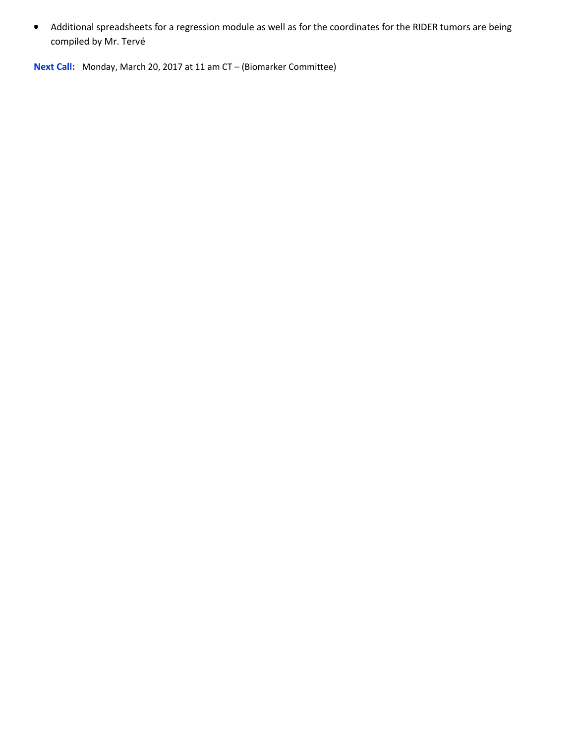- Additional spreadsheets for a regression module as well as for the coordinates for the RIDER tumors are being compiled by Mr. Tervé

**Next Call:** Monday, March 20, 2017 at 11 am CT – (Biomarker Committee)